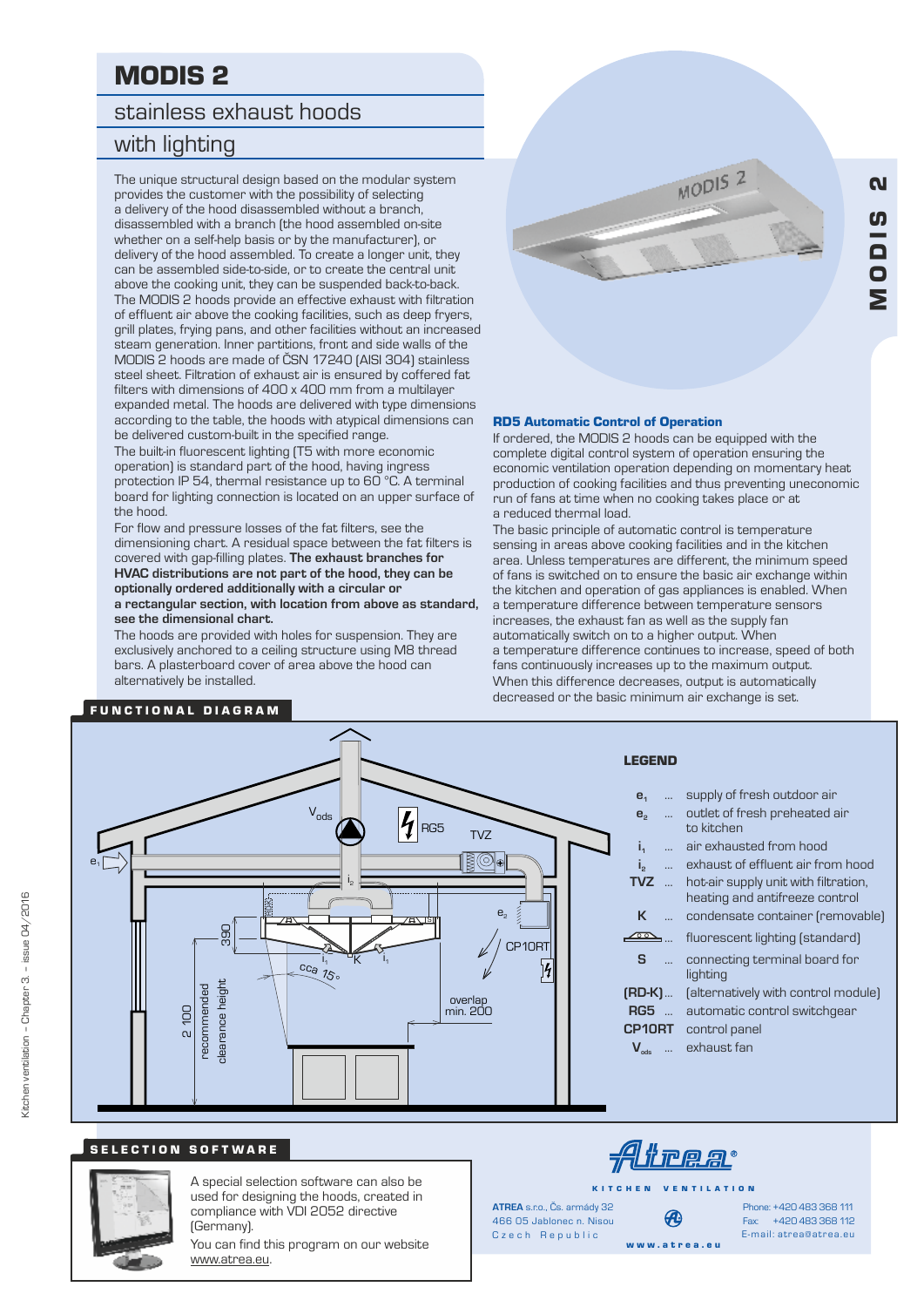# MODIS 2

## stainless exhaust hoods

## with lighting

The unique structural design based on the modular system provides the customer with the possibility of selecting a delivery of the hood disassembled without a branch, disassembled with a branch (the hood assembled on-site whether on a self-help basis or by the manufacturer), or delivery of the hood assembled. To create a longer unit, they can be assembled side-to-side, or to create the central unit above the cooking unit, they can be suspended back-to-back. The MODIS 2 hoods provide an effective exhaust with filtration of effluent air above the cooking facilities, such as deep fryers, grill plates, frying pans, and other facilities without an increased steam generation. Inner partitions, front and side walls of the MODIS 2 hoods are made of ČSN 17240 (AISI 304) stainless steel sheet. Filtration of exhaust air is ensured by coffered fat filters with dimensions of 400 x 400 mm from a multilayer expanded metal. The hoods are delivered with type dimensions according to the table, the hoods with atypical dimensions can be delivered custom-built in the specified range.

The built-in fluorescent lighting (T5 with more economic operation) is standard part of the hood, having ingress protection IP 54, thermal resistance up to 60 °C. A terminal board for lighting connection is located on an upper surface of the hood.

For flow and pressure losses of the fat filters, see the dimensioning chart. A residual space between the fat filters is covered with gap-filling plates. **The exhaust branches for HVAC distributions are not part of the hood, they can be optionally ordered additionally with a circular or a rectangular section, with location from above as standard, see the dimensional chart.**

The hoods are provided with holes for suspension. They are exclusively anchored to a ceiling structure using M8 thread bars. A plasterboard cover of area above the hood can alternatively be installed.

### RD5 Automatic Control of Operation

If ordered, the MODIS 2 hoods can be equipped with the complete digital control system of operation ensuring the economic ventilation operation depending on momentary heat production of cooking facilities and thus preventing uneconomic run of fans at time when no cooking takes place or at a reduced thermal load.

The basic principle of automatic control is temperature sensing in areas above cooking facilities and in the kitchen area. Unless temperatures are different, the minimum speed of fans is switched on to ensure the basic air exchange within the kitchen and operation of gas appliances is enabled. When a temperature difference between temperature sensors increases, the exhaust fan as well as the supply fan automatically switch on to a higher output. When a temperature difference continues to increase, speed of both fans continuously increases up to the maximum output. When this difference decreases, output is automatically decreased or the basic minimum air exchange is set.

## FUNCTIONAL DIAGRAM

### LEGEND

- $e_1$ ... supply of fresh outdoor air
- $e_2$ ... outlet of fresh preheated air to kitchen
- $i_1$ ... air exhausted from hood
- $i_2$ ... exhaust of effluent air from hood
- **TVZ** ... hot-air supply unit with filtration, heating and antifreeze control
- **K** ... condensate container (removable)
- ... fluorescent lighting (standard)
- **S** ... connecting terminal board for lighting
- **(RD-K)** ... (alternatively with control module)
- **RG5** ... automatic control switchgear
- **CP10RT** control panel
- $V_{ods}$ ... exhaust fan

## SELECTION SOFTWARE

A special selection software can also be used for designing the hoods, created in compliance with VDI 2052 directive (Germany).

You can find this program on our website www.atrea.eu.

**ATREA** s.r.o., Čs. armády 32
466 05 Jablonec n. Nisou
Czech Republic

KITCHEN VENTILATION

Phone: +420 483 368 111
Fax: +420 483 368 112
E-mail: atrea@atrea.eu

www.atrea.eu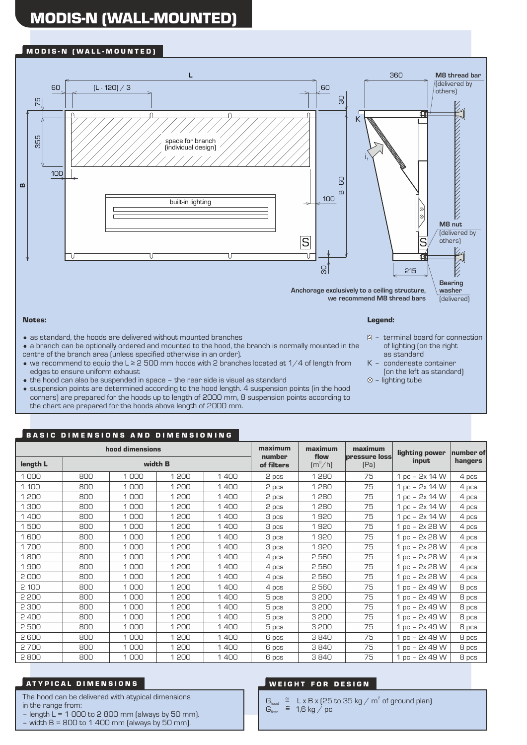# MODIS-N (WALL-MOUNTED)

## MODIS-N (WALL-MOUNTED)

L

60 (L - 120) / 3 60

75 355 100 B

space for branch (individual design)

built-in lighting

30 B - 60 100 30

360

M8 thread bar (delivered by others)

K

$i_1$

M8 nut (delivered by others)

215

Anchorage exclusively to a ceiling structure, we recommend M8 thread bars

Bearing washer (delivered)

**Notes:**

- as standard, the hoods are delivered without mounted branches
- a branch can be optionally ordered and mounted to the hood, the branch is normally mounted in the centre of the branch area (unless specified otherwise in an order).
- we recommend to equip the L ≥ 2 500 mm hoods with 2 branches located at 1/4 of length from edges to ensure uniform exhaust
- the hood can also be suspended in space – the rear side is visual as standard
- suspension points are determined according to the hood length. 4 suspension points (in the hood corners) are prepared for the hoods up to length of 2000 mm, 8 suspension points according to the chart are prepared for the hoods above length of 2000 mm.

**Legend:**

- S – terminal board for connection of lighting (on the right as standard
- K – condensate container (on the left as standard)
- ⊗ – lighting tube

## BASIC DIMENSIONS AND DIMENSIONING

| hood dimensions | | | | | maximum number of filters | maximum flow $(m^3/h)$ | maximum pressure loss (Pa) | lighting power input | number of hangers |
|---|---|---|---|---|---|---|---|---|---|
| length L | width B | | | | | | | | |
| 1 000 | 800 | 1 000 | 1 200 | 1 400 | 2 pcs | 1 280 | 75 | 1 pc – 2x 14 W | 4 pcs |
| 1 100 | 800 | 1 000 | 1 200 | 1 400 | 2 pcs | 1 280 | 75 | 1 pc – 2x 14 W | 4 pcs |
| 1 200 | 800 | 1 000 | 1 200 | 1 400 | 2 pcs | 1 280 | 75 | 1 pc – 2x 14 W | 4 pcs |
| 1 300 | 800 | 1 000 | 1 200 | 1 400 | 2 pcs | 1 280 | 75 | 1 pc – 2x 14 W | 4 pcs |
| 1 400 | 800 | 1 000 | 1 200 | 1 400 | 3 pcs | 1 920 | 75 | 1 pc – 2x 14 W | 4 pcs |
| 1 500 | 800 | 1 000 | 1 200 | 1 400 | 3 pcs | 1 920 | 75 | 1 pc – 2x 28 W | 4 pcs |
| 1 600 | 800 | 1 000 | 1 200 | 1 400 | 3 pcs | 1 920 | 75 | 1 pc – 2x 28 W | 4 pcs |
| 1 700 | 800 | 1 000 | 1 200 | 1 400 | 3 pcs | 1 920 | 75 | 1 pc – 2x 28 W | 4 pcs |
| 1 800 | 800 | 1 000 | 1 200 | 1 400 | 4 pcs | 2 560 | 75 | 1 pc – 2x 28 W | 4 pcs |
| 1 900 | 800 | 1 000 | 1 200 | 1 400 | 4 pcs | 2 560 | 75 | 1 pc – 2x 28 W | 4 pcs |
| 2 000 | 800 | 1 000 | 1 200 | 1 400 | 4 pcs | 2 560 | 75 | 1 pc – 2x 28 W | 4 pcs |
| 2 100 | 800 | 1 000 | 1 200 | 1 400 | 4 pcs | 2 560 | 75 | 1 pc – 2x 49 W | 8 pcs |
| 2 200 | 800 | 1 000 | 1 200 | 1 400 | 5 pcs | 3 200 | 75 | 1 pc – 2x 49 W | 8 pcs |
| 2 300 | 800 | 1 000 | 1 200 | 1 400 | 5 pcs | 3 200 | 75 | 1 pc – 2x 49 W | 8 pcs |
| 2 400 | 800 | 1 000 | 1 200 | 1 400 | 5 pcs | 3 200 | 75 | 1 pc – 2x 49 W | 8 pcs |
| 2 500 | 800 | 1 000 | 1 200 | 1 400 | 5 pcs | 3 200 | 75 | 1 pc – 2x 49 W | 8 pcs |
| 2 600 | 800 | 1 000 | 1 200 | 1 400 | 6 pcs | 3 840 | 75 | 1 pc – 2x 49 W | 8 pcs |
| 2 700 | 800 | 1 000 | 1 200 | 1 400 | 6 pcs | 3 840 | 75 | 1 pc – 2x 49 W | 8 pcs |
| 2 800 | 800 | 1 000 | 1 200 | 1 400 | 6 pcs | 3 840 | 75 | 1 pc – 2x 49 W | 8 pcs |

## ATYPICAL DIMENSIONS

The hood can be delivered with atypical dimensions in the range from:
- length L = 1 000 to 2 800 mm (always by 50 mm).
- width B = 800 to 1 400 mm (always by 50 mm).

## WEIGHT FOR DESIGN

$G_{hood}$ ≅ L x B x (25 to 35 kg / $m^2$ of ground plan)
$G_{filter}$ ≅ 1,6 kg / pc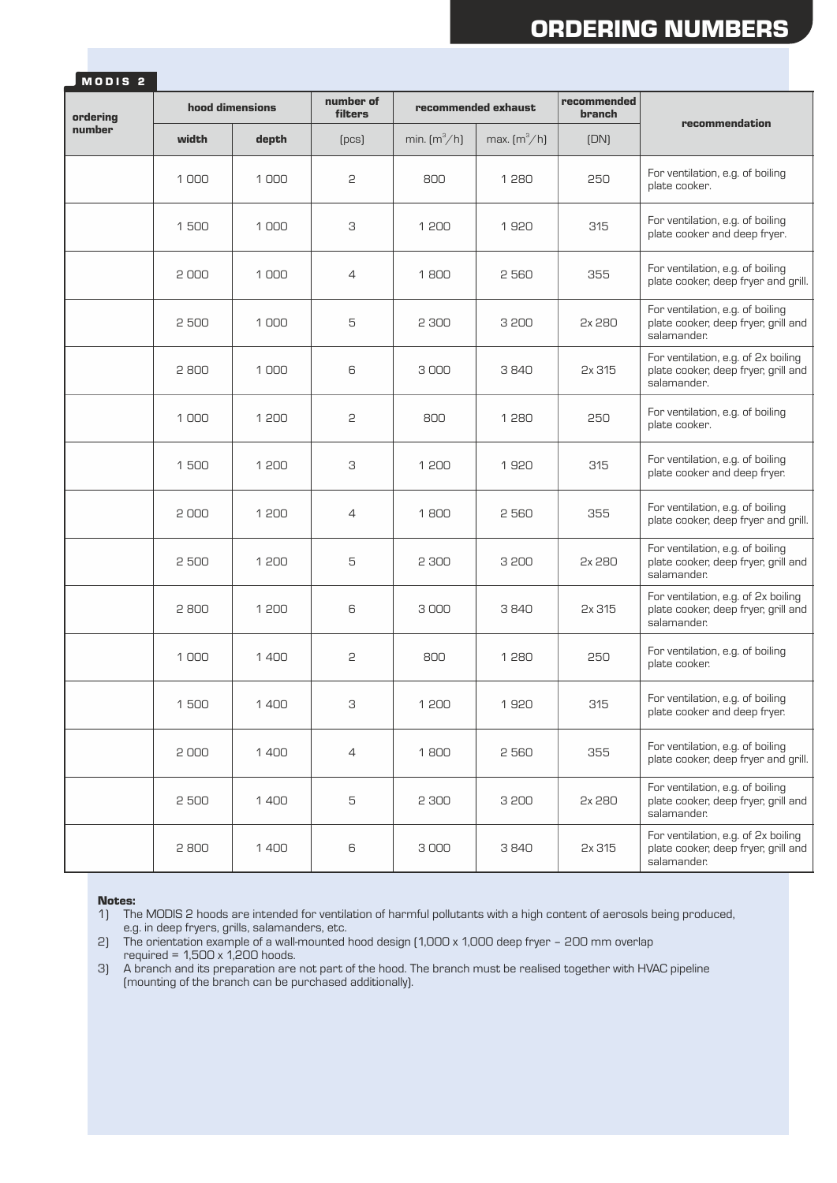# ORDERING NUMBERS

## MODIS 2

| ordering number | hood dimensions | | number of filters | recommended exhaust | | recommended branch | recommendation |
|---|---|---|---|---|---|---|---|
| | width | depth | (pcs) | min. ($m^3/h$) | max. ($m^3/h$) | (DN) | |
| | 1 000 | 1 000 | 2 | 800 | 1 280 | 250 | For ventilation, e.g. of boiling plate cooker. |
| | 1 500 | 1 000 | 3 | 1 200 | 1 920 | 315 | For ventilation, e.g. of boiling plate cooker and deep fryer. |
| | 2 000 | 1 000 | 4 | 1 800 | 2 560 | 355 | For ventilation, e.g. of boiling plate cooker, deep fryer and grill. |
| | 2 500 | 1 000 | 5 | 2 300 | 3 200 | 2x 280 | For ventilation, e.g. of boiling plate cooker, deep fryer, grill and salamander. |
| | 2 800 | 1 000 | 6 | 3 000 | 3 840 | 2x 315 | For ventilation, e.g. of 2x boiling plate cooker, deep fryer, grill and salamander. |
| | 1 000 | 1 200 | 2 | 800 | 1 280 | 250 | For ventilation, e.g. of boiling plate cooker. |
| | 1 500 | 1 200 | 3 | 1 200 | 1 920 | 315 | For ventilation, e.g. of boiling plate cooker and deep fryer. |
| | 2 000 | 1 200 | 4 | 1 800 | 2 560 | 355 | For ventilation, e.g. of boiling plate cooker, deep fryer and grill. |
| | 2 500 | 1 200 | 5 | 2 300 | 3 200 | 2x 280 | For ventilation, e.g. of boiling plate cooker, deep fryer, grill and salamander. |
| | 2 800 | 1 200 | 6 | 3 000 | 3 840 | 2x 315 | For ventilation, e.g. of 2x boiling plate cooker, deep fryer, grill and salamander. |
| | 1 000 | 1 400 | 2 | 800 | 1 280 | 250 | For ventilation, e.g. of boiling plate cooker. |
| | 1 500 | 1 400 | 3 | 1 200 | 1 920 | 315 | For ventilation, e.g. of boiling plate cooker and deep fryer. |
| | 2 000 | 1 400 | 4 | 1 800 | 2 560 | 355 | For ventilation, e.g. of boiling plate cooker, deep fryer and grill. |
| | 2 500 | 1 400 | 5 | 2 300 | 3 200 | 2x 280 | For ventilation, e.g. of boiling plate cooker, deep fryer, grill and salamander. |
| | 2 800 | 1 400 | 6 | 3 000 | 3 840 | 2x 315 | For ventilation, e.g. of 2x boiling plate cooker, deep fryer, grill and salamander. |

**Notes:**

1) The MODIS 2 hoods are intended for ventilation of harmful pollutants with a high content of aerosols being produced, e.g. in deep fryers, grills, salamanders, etc.
2) The orientation example of a wall-mounted hood design (1,000 x 1,000 deep fryer – 200 mm overlap required = 1,500 x 1,200 hoods.
3) A branch and its preparation are not part of the hood. The branch must be realised together with HVAC pipeline (mounting of the branch can be purchased additionally).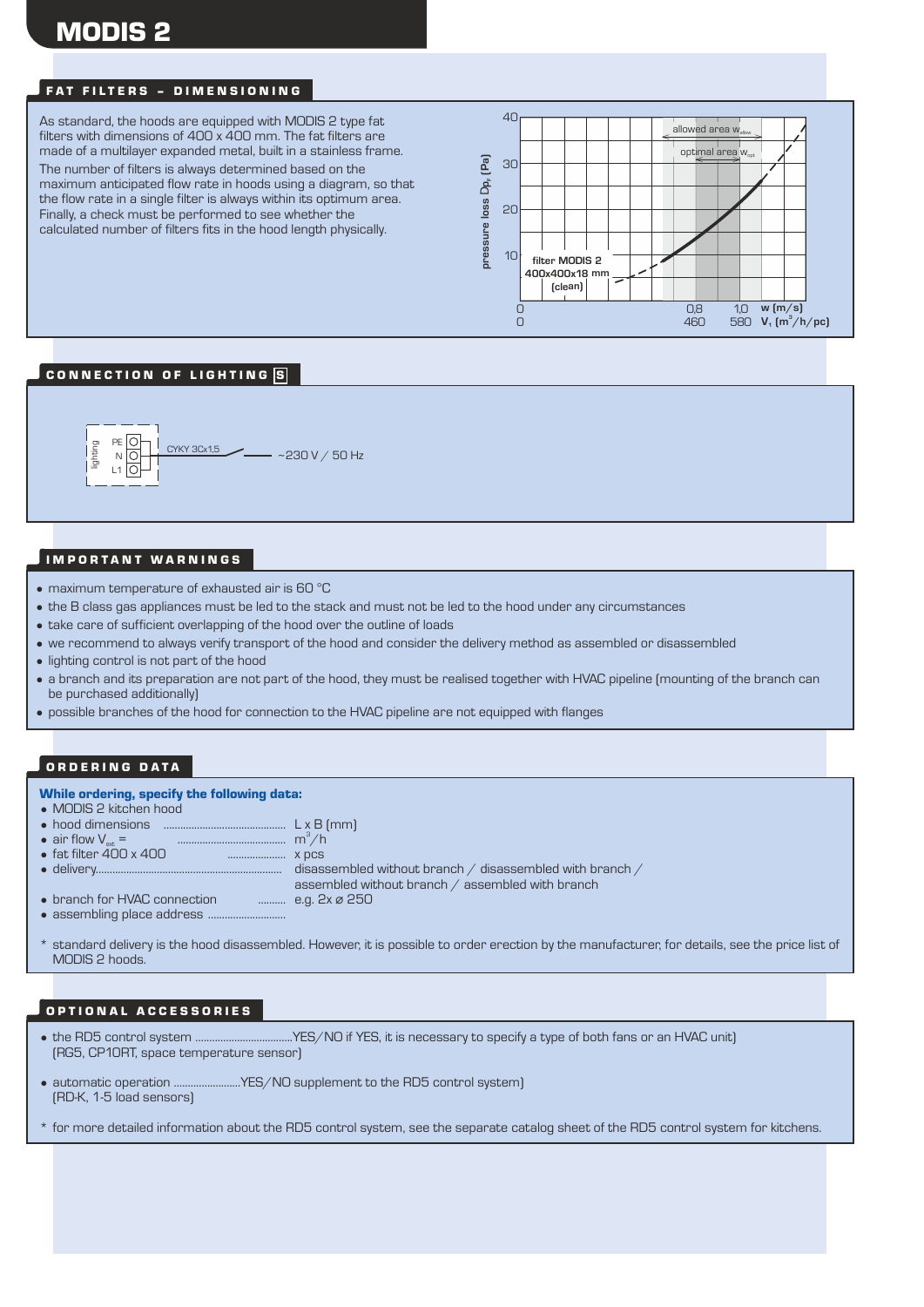# MODIS 2

## FAT FILTERS – DIMENSIONING

As standard, the hoods are equipped with MODIS 2 type fat filters with dimensions of 400 x 400 mm. The fat filters are made of a multilayer expanded metal, built in a stainless frame.

The number of filters is always determined based on the maximum anticipated flow rate in hoods using a diagram, so that the flow rate in a single filter is always within its optimum area. Finally, a check must be performed to see whether the calculated number of filters fits in the hood length physically.

pressure loss $Dp_F$ (Pa)

40
30
20
10
0
0

allowed area $w_{allow}$

optimal area $w_{opt}$

filter MODIS 2
400x400x18 mm
(clean)

0,8 1,0 w (m/s)
460 580 $V_1$ ($m^3$/h/pc)

## CONNECTION OF LIGHTING S

lighting
PE
N
L1

CYKY 3Cx1,5

~230 V / 50 Hz

## IMPORTANT WARNINGS

- maximum temperature of exhausted air is 60 °C
- the B class gas appliances must be led to the stack and must not be led to the hood under any circumstances
- take care of sufficient overlapping of the hood over the outline of loads
- we recommend to always verify transport of the hood and consider the delivery method as assembled or disassembled
- lighting control is not part of the hood
- a branch and its preparation are not part of the hood, they must be realised together with HVAC pipeline (mounting of the branch can be purchased additionally)
- possible branches of the hood for connection to the HVAC pipeline are not equipped with flanges

## ORDERING DATA

**While ordering, specify the following data:**

- MODIS 2 kitchen hood
- hood dimensions .......................................... L x B (mm)
- air flow $V_{ext}$ = ...................................... $m^3$/h
- fat filter 400 x 400 .................... x pcs
- delivery................................................................ disassembled without branch / disassembled with branch / assembled without branch / assembled with branch
- branch for HVAC connection .......... e.g. 2x ø 250
- assembling place address ............................

\* standard delivery is the hood disassembled. However, it is possible to order erection by the manufacturer, for details, see the price list of MODIS 2 hoods.

## OPTIONAL ACCESSORIES

- the RD5 control system ..................................YES/NO if YES, it is necessary to specify a type of both fans or an HVAC unit) (RG5, CP10RT, space temperature sensor)
- automatic operation ........................YES/NO supplement to the RD5 control system) (RD-K, 1-5 load sensors)

\* for more detailed information about the RD5 control system, see the separate catalog sheet of the RD5 control system for kitchens.